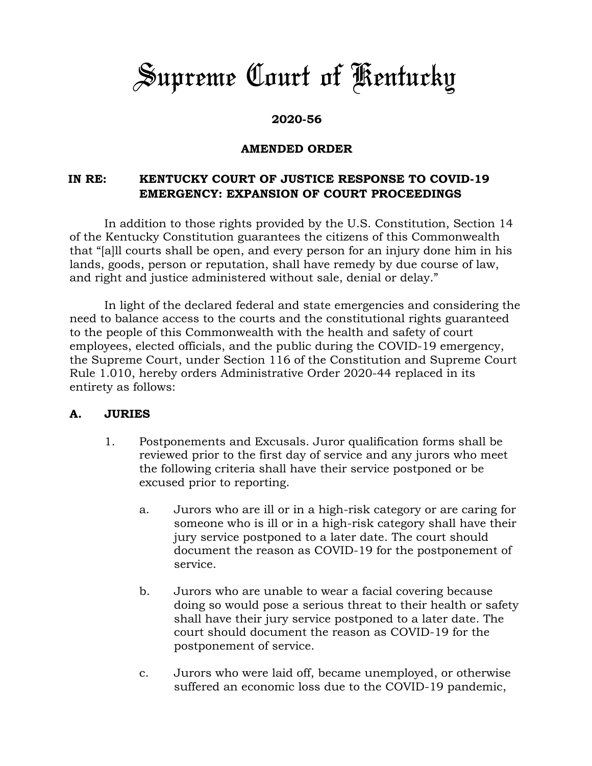# Supreme Court of Kentucky

**2020-56**

**AMENDED ORDER**

**IN RE: KENTUCKY COURT OF JUSTICE RESPONSE TO COVID-19 EMERGENCY: EXPANSION OF COURT PROCEEDINGS**

In addition to those rights provided by the U.S. Constitution, Section 14 of the Kentucky Constitution guarantees the citizens of this Commonwealth that "[a]ll courts shall be open, and every person for an injury done him in his lands, goods, person or reputation, shall have remedy by due course of law, and right and justice administered without sale, denial or delay."

In light of the declared federal and state emergencies and considering the need to balance access to the courts and the constitutional rights guaranteed to the people of this Commonwealth with the health and safety of court employees, elected officials, and the public during the COVID-19 emergency, the Supreme Court, under Section 116 of the Constitution and Supreme Court Rule 1.010, hereby orders Administrative Order 2020-44 replaced in its entirety as follows:

## A. JURIES

1. Postponements and Excusals. Juror qualification forms shall be reviewed prior to the first day of service and any jurors who meet the following criteria shall have their service postponed or be excused prior to reporting.

   a. Jurors who are ill or in a high-risk category or are caring for someone who is ill or in a high-risk category shall have their jury service postponed to a later date. The court should document the reason as COVID-19 for the postponement of service.

   b. Jurors who are unable to wear a facial covering because doing so would pose a serious threat to their health or safety shall have their jury service postponed to a later date. The court should document the reason as COVID-19 for the postponement of service.

   c. Jurors who were laid off, became unemployed, or otherwise suffered an economic loss due to the COVID-19 pandemic,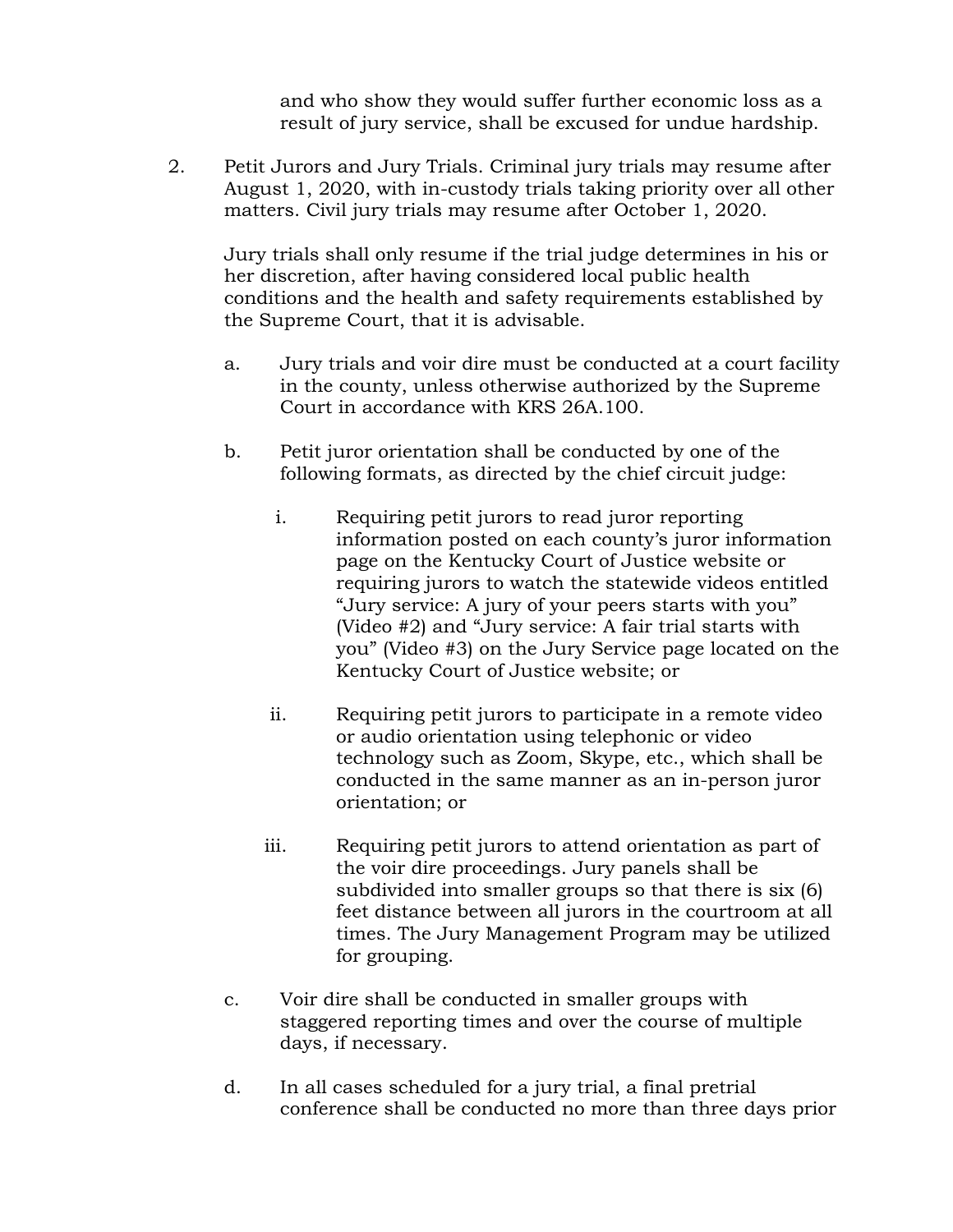and who show they would suffer further economic loss as a result of jury service, shall be excused for undue hardship.

2. Petit Jurors and Jury Trials. Criminal jury trials may resume after August 1, 2020, with in-custody trials taking priority over all other matters. Civil jury trials may resume after October 1, 2020.

   Jury trials shall only resume if the trial judge determines in his or her discretion, after having considered local public health conditions and the health and safety requirements established by the Supreme Court, that it is advisable.

   a. Jury trials and voir dire must be conducted at a court facility in the county, unless otherwise authorized by the Supreme Court in accordance with KRS 26A.100.

   b. Petit juror orientation shall be conducted by one of the following formats, as directed by the chief circuit judge:

      i. Requiring petit jurors to read juror reporting information posted on each county's juror information page on the Kentucky Court of Justice website or requiring jurors to watch the statewide videos entitled "Jury service: A jury of your peers starts with you" (Video #2) and "Jury service: A fair trial starts with you" (Video #3) on the Jury Service page located on the Kentucky Court of Justice website; or

      ii. Requiring petit jurors to participate in a remote video or audio orientation using telephonic or video technology such as Zoom, Skype, etc., which shall be conducted in the same manner as an in-person juror orientation; or

      iii. Requiring petit jurors to attend orientation as part of the voir dire proceedings. Jury panels shall be subdivided into smaller groups so that there is six (6) feet distance between all jurors in the courtroom at all times. The Jury Management Program may be utilized for grouping.

   c. Voir dire shall be conducted in smaller groups with staggered reporting times and over the course of multiple days, if necessary.

   d. In all cases scheduled for a jury trial, a final pretrial conference shall be conducted no more than three days prior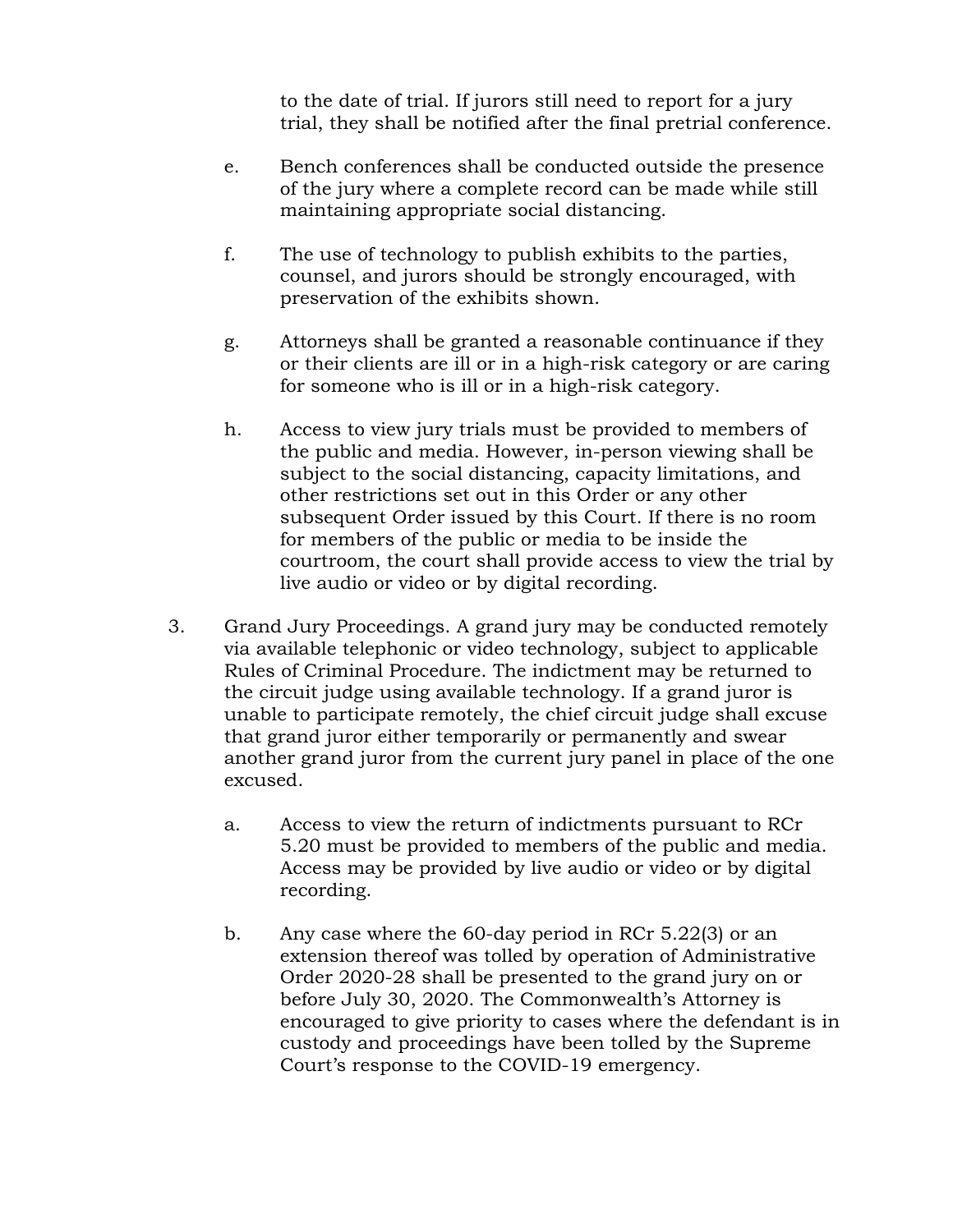to the date of trial. If jurors still need to report for a jury trial, they shall be notified after the final pretrial conference.

e. Bench conferences shall be conducted outside the presence of the jury where a complete record can be made while still maintaining appropriate social distancing.

f. The use of technology to publish exhibits to the parties, counsel, and jurors should be strongly encouraged, with preservation of the exhibits shown.

g. Attorneys shall be granted a reasonable continuance if they or their clients are ill or in a high-risk category or are caring for someone who is ill or in a high-risk category.

h. Access to view jury trials must be provided to members of the public and media. However, in-person viewing shall be subject to the social distancing, capacity limitations, and other restrictions set out in this Order or any other subsequent Order issued by this Court. If there is no room for members of the public or media to be inside the courtroom, the court shall provide access to view the trial by live audio or video or by digital recording.

3. Grand Jury Proceedings. A grand jury may be conducted remotely via available telephonic or video technology, subject to applicable Rules of Criminal Procedure. The indictment may be returned to the circuit judge using available technology. If a grand juror is unable to participate remotely, the chief circuit judge shall excuse that grand juror either temporarily or permanently and swear another grand juror from the current jury panel in place of the one excused.

   a. Access to view the return of indictments pursuant to RCr 5.20 must be provided to members of the public and media. Access may be provided by live audio or video or by digital recording.

   b. Any case where the 60-day period in RCr 5.22(3) or an extension thereof was tolled by operation of Administrative Order 2020-28 shall be presented to the grand jury on or before July 30, 2020. The Commonwealth's Attorney is encouraged to give priority to cases where the defendant is in custody and proceedings have been tolled by the Supreme Court's response to the COVID-19 emergency.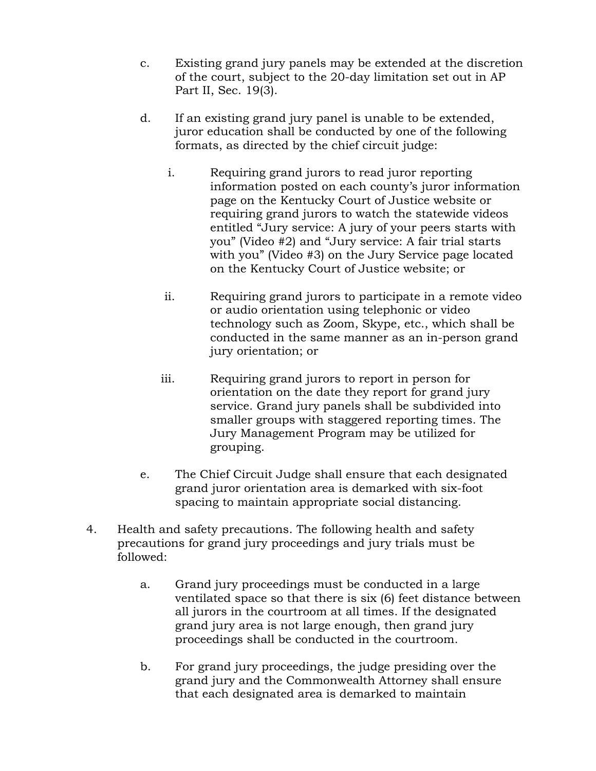c. Existing grand jury panels may be extended at the discretion of the court, subject to the 20-day limitation set out in AP Part II, Sec. 19(3).

d. If an existing grand jury panel is unable to be extended, juror education shall be conducted by one of the following formats, as directed by the chief circuit judge:

   i. Requiring grand jurors to read juror reporting information posted on each county's juror information page on the Kentucky Court of Justice website or requiring grand jurors to watch the statewide videos entitled "Jury service: A jury of your peers starts with you" (Video #2) and "Jury service: A fair trial starts with you" (Video #3) on the Jury Service page located on the Kentucky Court of Justice website; or

   ii. Requiring grand jurors to participate in a remote video or audio orientation using telephonic or video technology such as Zoom, Skype, etc., which shall be conducted in the same manner as an in-person grand jury orientation; or

   iii. Requiring grand jurors to report in person for orientation on the date they report for grand jury service. Grand jury panels shall be subdivided into smaller groups with staggered reporting times. The Jury Management Program may be utilized for grouping.

e. The Chief Circuit Judge shall ensure that each designated grand juror orientation area is demarked with six-foot spacing to maintain appropriate social distancing.

4. Health and safety precautions. The following health and safety precautions for grand jury proceedings and jury trials must be followed:

   a. Grand jury proceedings must be conducted in a large ventilated space so that there is six (6) feet distance between all jurors in the courtroom at all times. If the designated grand jury area is not large enough, then grand jury proceedings shall be conducted in the courtroom.

   b. For grand jury proceedings, the judge presiding over the grand jury and the Commonwealth Attorney shall ensure that each designated area is demarked to maintain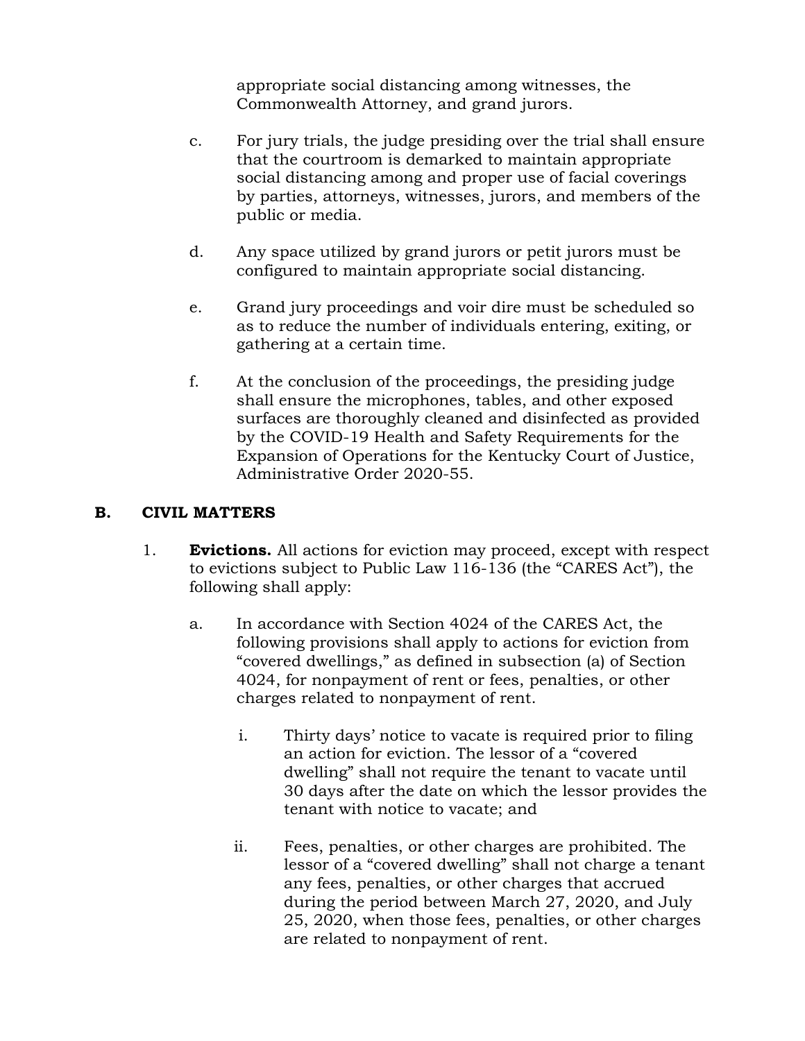appropriate social distancing among witnesses, the Commonwealth Attorney, and grand jurors.

c. For jury trials, the judge presiding over the trial shall ensure that the courtroom is demarked to maintain appropriate social distancing among and proper use of facial coverings by parties, attorneys, witnesses, jurors, and members of the public or media.

d. Any space utilized by grand jurors or petit jurors must be configured to maintain appropriate social distancing.

e. Grand jury proceedings and voir dire must be scheduled so as to reduce the number of individuals entering, exiting, or gathering at a certain time.

f. At the conclusion of the proceedings, the presiding judge shall ensure the microphones, tables, and other exposed surfaces are thoroughly cleaned and disinfected as provided by the COVID-19 Health and Safety Requirements for the Expansion of Operations for the Kentucky Court of Justice, Administrative Order 2020-55.

## B. CIVIL MATTERS

1. **Evictions.** All actions for eviction may proceed, except with respect to evictions subject to Public Law 116-136 (the "CARES Act"), the following shall apply:

   a. In accordance with Section 4024 of the CARES Act, the following provisions shall apply to actions for eviction from "covered dwellings," as defined in subsection (a) of Section 4024, for nonpayment of rent or fees, penalties, or other charges related to nonpayment of rent.

      i. Thirty days' notice to vacate is required prior to filing an action for eviction. The lessor of a "covered dwelling" shall not require the tenant to vacate until 30 days after the date on which the lessor provides the tenant with notice to vacate; and

      ii. Fees, penalties, or other charges are prohibited. The lessor of a "covered dwelling" shall not charge a tenant any fees, penalties, or other charges that accrued during the period between March 27, 2020, and July 25, 2020, when those fees, penalties, or other charges are related to nonpayment of rent.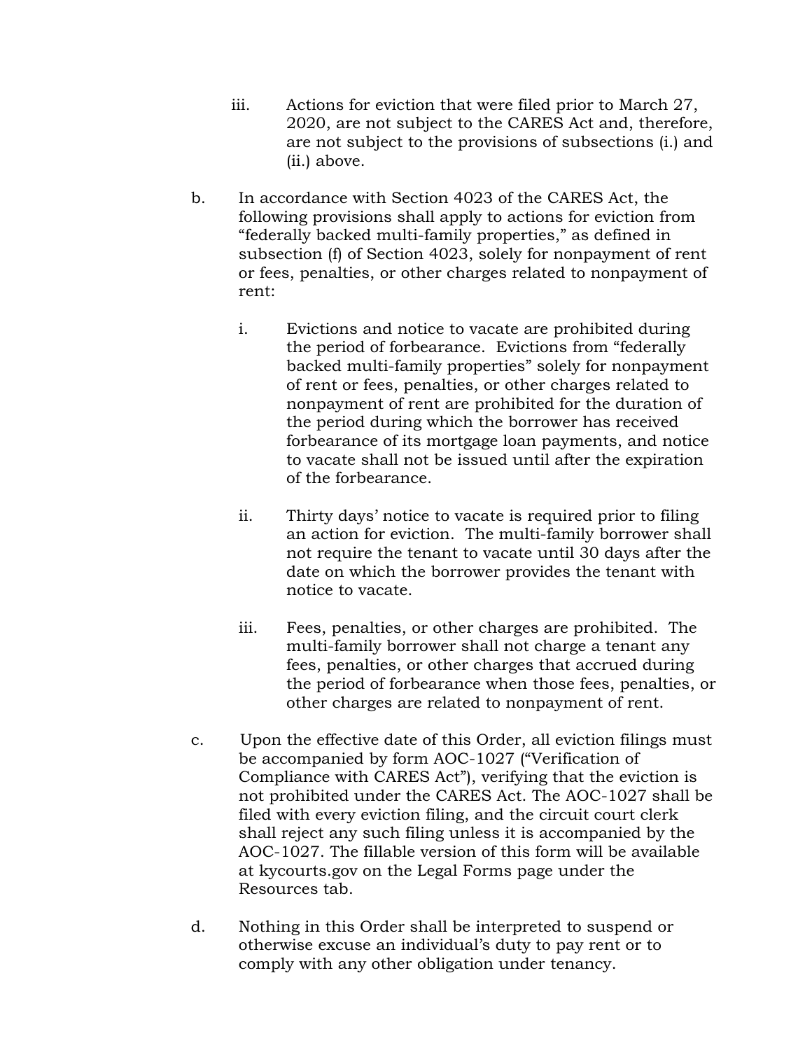iii. Actions for eviction that were filed prior to March 27, 2020, are not subject to the CARES Act and, therefore, are not subject to the provisions of subsections (i.) and (ii.) above.

b. In accordance with Section 4023 of the CARES Act, the following provisions shall apply to actions for eviction from "federally backed multi-family properties," as defined in subsection (f) of Section 4023, solely for nonpayment of rent or fees, penalties, or other charges related to nonpayment of rent:

   i. Evictions and notice to vacate are prohibited during the period of forbearance. Evictions from "federally backed multi-family properties" solely for nonpayment of rent or fees, penalties, or other charges related to nonpayment of rent are prohibited for the duration of the period during which the borrower has received forbearance of its mortgage loan payments, and notice to vacate shall not be issued until after the expiration of the forbearance.

   ii. Thirty days' notice to vacate is required prior to filing an action for eviction. The multi-family borrower shall not require the tenant to vacate until 30 days after the date on which the borrower provides the tenant with notice to vacate.

   iii. Fees, penalties, or other charges are prohibited. The multi-family borrower shall not charge a tenant any fees, penalties, or other charges that accrued during the period of forbearance when those fees, penalties, or other charges are related to nonpayment of rent.

c. Upon the effective date of this Order, all eviction filings must be accompanied by form AOC-1027 ("Verification of Compliance with CARES Act"), verifying that the eviction is not prohibited under the CARES Act. The AOC-1027 shall be filed with every eviction filing, and the circuit court clerk shall reject any such filing unless it is accompanied by the AOC-1027. The fillable version of this form will be available at kycourts.gov on the Legal Forms page under the Resources tab.

d. Nothing in this Order shall be interpreted to suspend or otherwise excuse an individual's duty to pay rent or to comply with any other obligation under tenancy.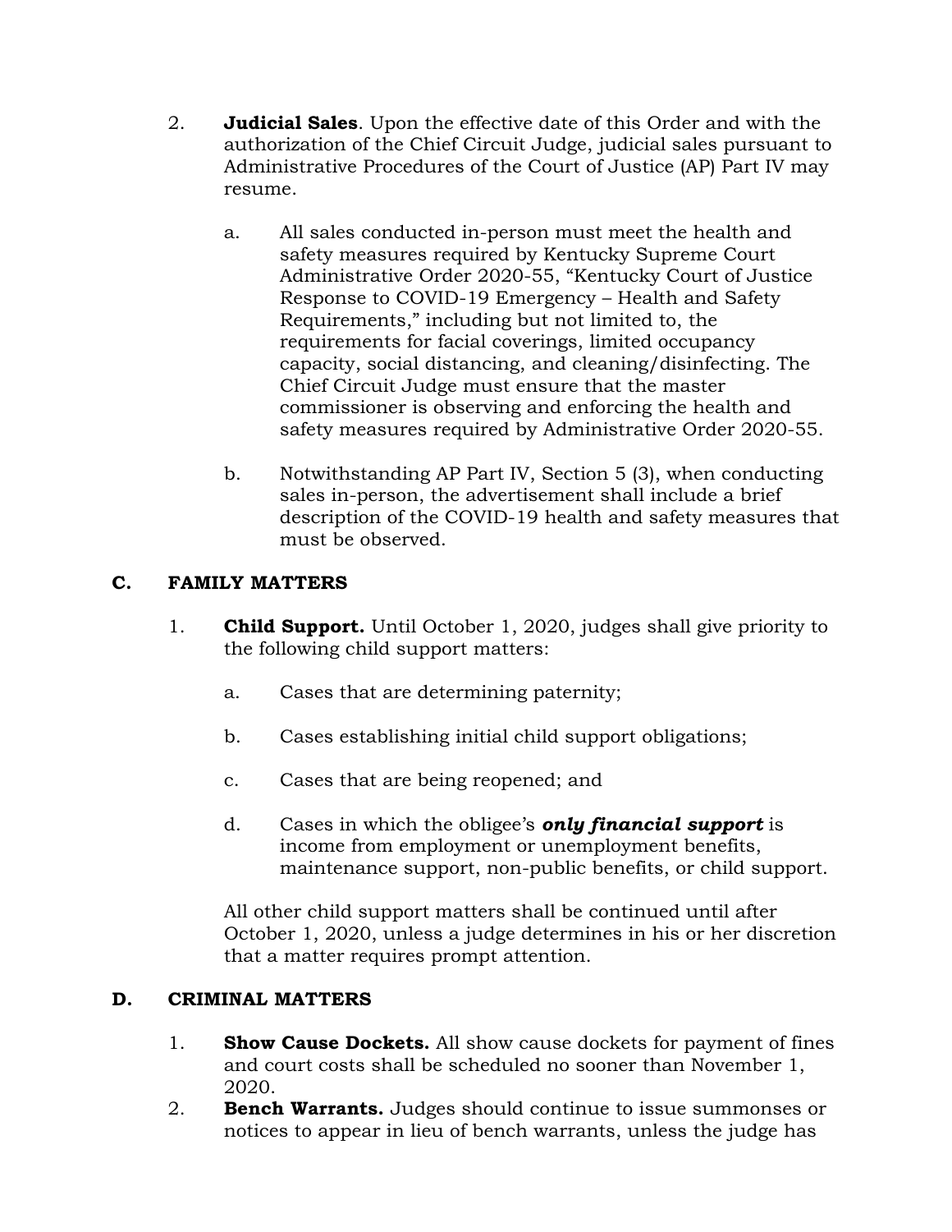2. **Judicial Sales**. Upon the effective date of this Order and with the authorization of the Chief Circuit Judge, judicial sales pursuant to Administrative Procedures of the Court of Justice (AP) Part IV may resume.

   a. All sales conducted in-person must meet the health and safety measures required by Kentucky Supreme Court Administrative Order 2020-55, "Kentucky Court of Justice Response to COVID-19 Emergency – Health and Safety Requirements," including but not limited to, the requirements for facial coverings, limited occupancy capacity, social distancing, and cleaning/disinfecting. The Chief Circuit Judge must ensure that the master commissioner is observing and enforcing the health and safety measures required by Administrative Order 2020-55.

   b. Notwithstanding AP Part IV, Section 5 (3), when conducting sales in-person, the advertisement shall include a brief description of the COVID-19 health and safety measures that must be observed.

## C. FAMILY MATTERS

1. **Child Support.** Until October 1, 2020, judges shall give priority to the following child support matters:

   a. Cases that are determining paternity;

   b. Cases establishing initial child support obligations;

   c. Cases that are being reopened; and

   d. Cases in which the obligee's ***only financial support*** is income from employment or unemployment benefits, maintenance support, non-public benefits, or child support.

   All other child support matters shall be continued until after October 1, 2020, unless a judge determines in his or her discretion that a matter requires prompt attention.

## D. CRIMINAL MATTERS

1. **Show Cause Dockets.** All show cause dockets for payment of fines and court costs shall be scheduled no sooner than November 1, 2020.
2. **Bench Warrants.** Judges should continue to issue summonses or notices to appear in lieu of bench warrants, unless the judge has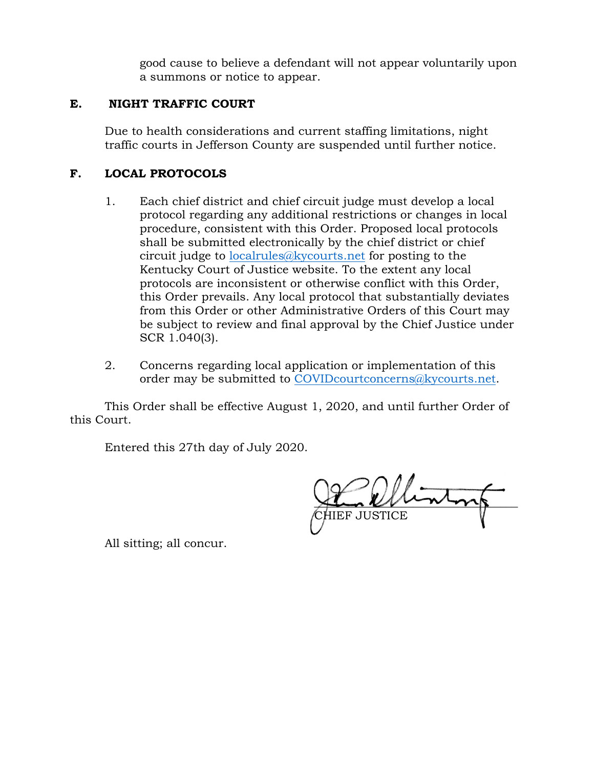good cause to believe a defendant will not appear voluntarily upon a summons or notice to appear.

### E. NIGHT TRAFFIC COURT

Due to health considerations and current staffing limitations, night traffic courts in Jefferson County are suspended until further notice.

### F. LOCAL PROTOCOLS

1. Each chief district and chief circuit judge must develop a local protocol regarding any additional restrictions or changes in local procedure, consistent with this Order. Proposed local protocols shall be submitted electronically by the chief district or chief circuit judge to localrules@kycourts.net for posting to the Kentucky Court of Justice website. To the extent any local protocols are inconsistent or otherwise conflict with this Order, this Order prevails. Any local protocol that substantially deviates from this Order or other Administrative Orders of this Court may be subject to review and final approval by the Chief Justice under SCR 1.040(3).

2. Concerns regarding local application or implementation of this order may be submitted to COVIDcourtconcerns@kycourts.net.

This Order shall be effective August 1, 2020, and until further Order of this Court.

Entered this 27th day of July 2020.

CHIEF JUSTICE

All sitting; all concur.